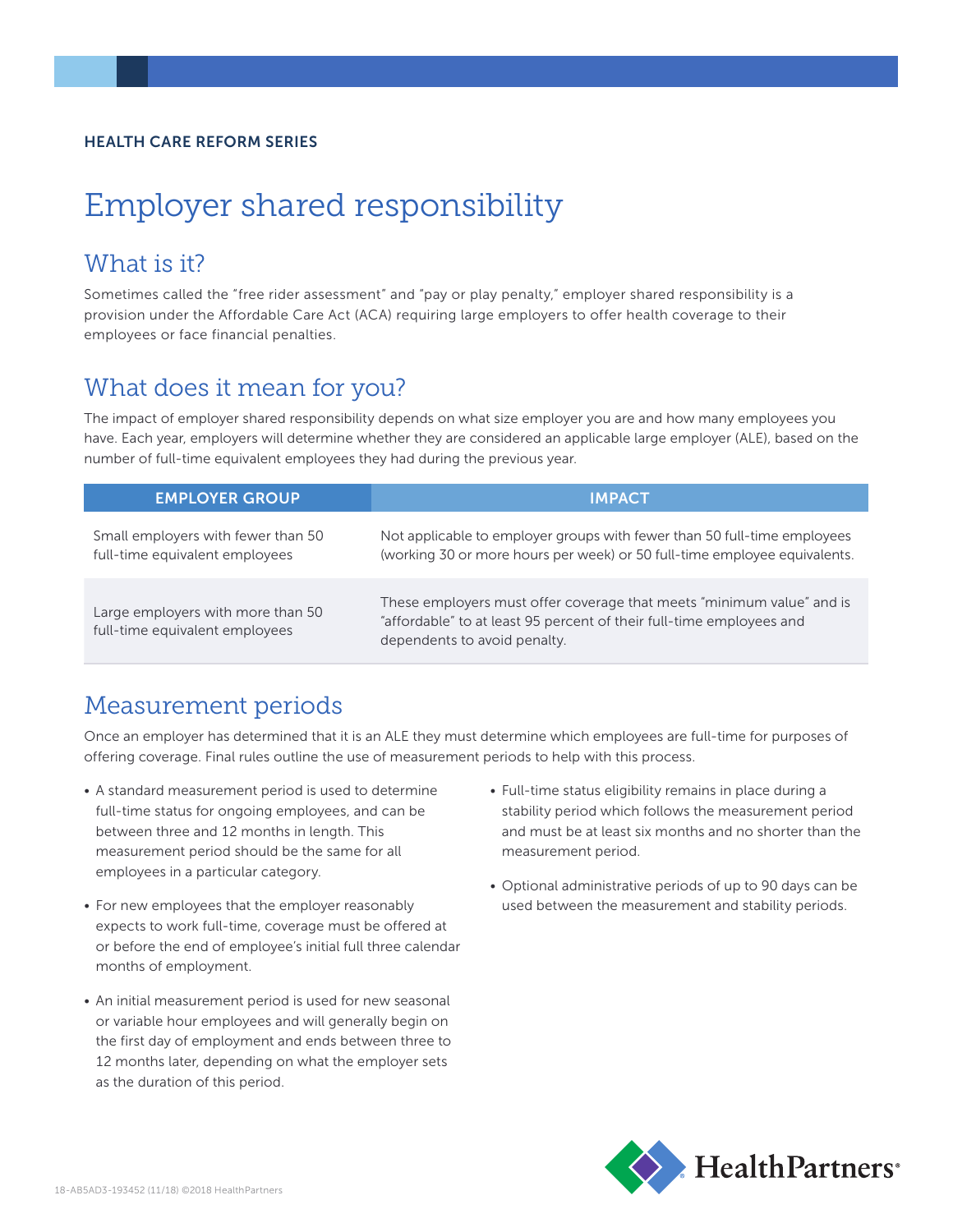HEALTH CARE REFORM SERIES

# Employer shared responsibility

## What is it?

Sometimes called the "free rider assessment" and "pay or play penalty," employer shared responsibility is a provision under the Affordable Care Act (ACA) requiring large employers to offer health coverage to their employees or face financial penalties.

## What does it mean for you?

The impact of employer shared responsibility depends on what size employer you are and how many employees you have. Each year, employers will determine whether they are considered an applicable large employer (ALE), based on the number of full-time equivalent employees they had during the previous year.

| EMPLOYER GROUP | IMPACT |
| --- | --- |
| Small employers with fewer than 50 full-time equivalent employees | Not applicable to employer groups with fewer than 50 full-time employees (working 30 or more hours per week) or 50 full-time employee equivalents. |
| Large employers with more than 50 full-time equivalent employees | These employers must offer coverage that meets "minimum value" and is "affordable" to at least 95 percent of their full-time employees and dependents to avoid penalty. |

## Measurement periods

Once an employer has determined that it is an ALE they must determine which employees are full-time for purposes of offering coverage. Final rules outline the use of measurement periods to help with this process.

- A standard measurement period is used to determine full-time status for ongoing employees, and can be between three and 12 months in length. This measurement period should be the same for all employees in a particular category.
- For new employees that the employer reasonably expects to work full-time, coverage must be offered at or before the end of employee's initial full three calendar months of employment.
- An initial measurement period is used for new seasonal or variable hour employees and will generally begin on the first day of employment and ends between three to 12 months later, depending on what the employer sets as the duration of this period.
- Full-time status eligibility remains in place during a stability period which follows the measurement period and must be at least six months and no shorter than the measurement period.
- Optional administrative periods of up to 90 days can be used between the measurement and stability periods.

18-AB5AD3-193452 (11/18) ©2018 HealthPartners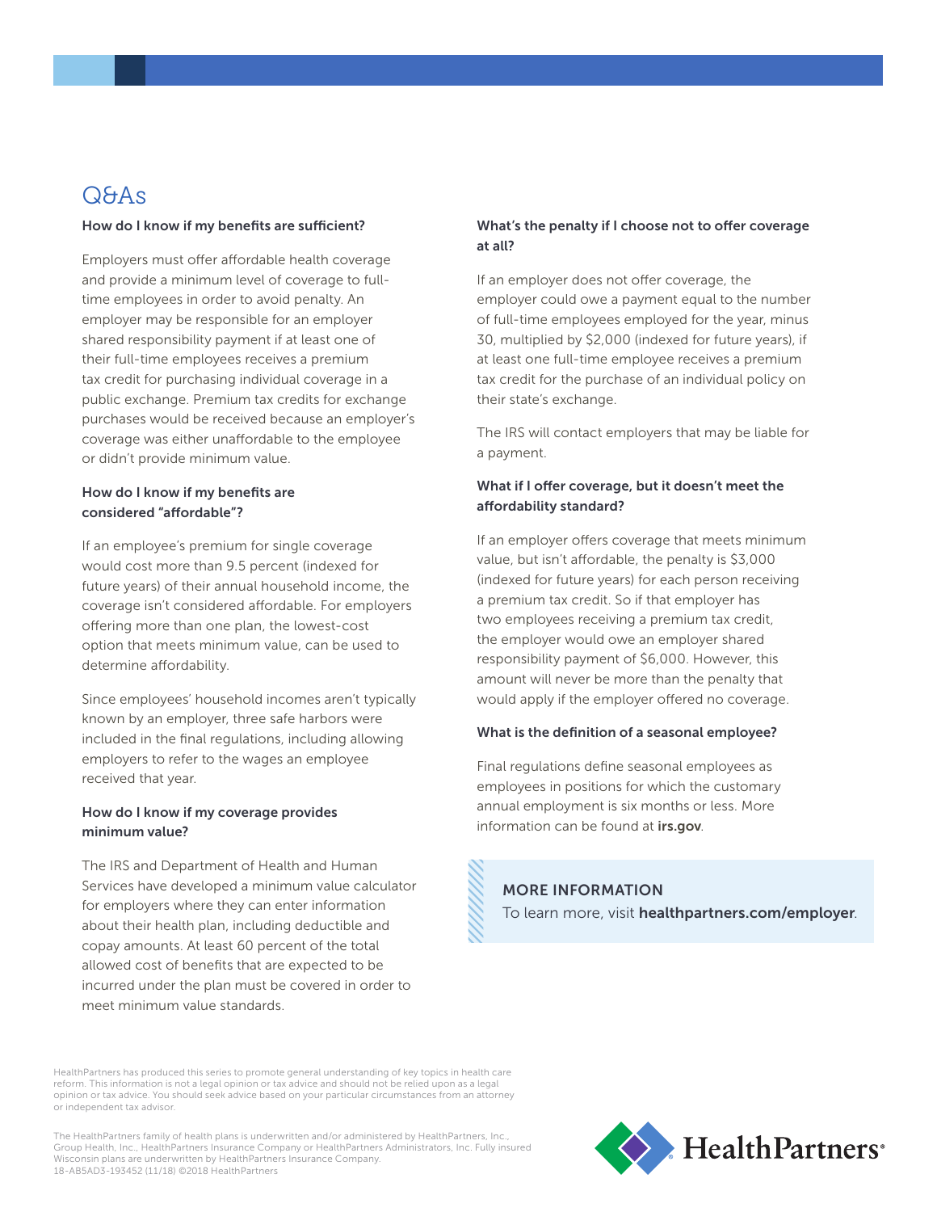## Q&As

**How do I know if my benefits are sufficient?**

Employers must offer affordable health coverage and provide a minimum level of coverage to full-time employees in order to avoid penalty. An employer may be responsible for an employer shared responsibility payment if at least one of their full-time employees receives a premium tax credit for purchasing individual coverage in a public exchange. Premium tax credits for exchange purchases would be received because an employer's coverage was either unaffordable to the employee or didn't provide minimum value.

**How do I know if my benefits are considered "affordable"?**

If an employee's premium for single coverage would cost more than 9.5 percent (indexed for future years) of their annual household income, the coverage isn't considered affordable. For employers offering more than one plan, the lowest-cost option that meets minimum value, can be used to determine affordability.

Since employees' household incomes aren't typically known by an employer, three safe harbors were included in the final regulations, including allowing employers to refer to the wages an employee received that year.

**How do I know if my coverage provides minimum value?**

The IRS and Department of Health and Human Services have developed a minimum value calculator for employers where they can enter information about their health plan, including deductible and copay amounts. At least 60 percent of the total allowed cost of benefits that are expected to be incurred under the plan must be covered in order to meet minimum value standards.

**What's the penalty if I choose not to offer coverage at all?**

If an employer does not offer coverage, the employer could owe a payment equal to the number of full-time employees employed for the year, minus 30, multiplied by $2,000 (indexed for future years), if at least one full-time employee receives a premium tax credit for the purchase of an individual policy on their state's exchange.

The IRS will contact employers that may be liable for a payment.

**What if I offer coverage, but it doesn't meet the affordability standard?**

If an employer offers coverage that meets minimum value, but isn't affordable, the penalty is $3,000 (indexed for future years) for each person receiving a premium tax credit. So if that employer has two employees receiving a premium tax credit, the employer would owe an employer shared responsibility payment of $6,000. However, this amount will never be more than the penalty that would apply if the employer offered no coverage.

**What is the definition of a seasonal employee?**

Final regulations define seasonal employees as employees in positions for which the customary annual employment is six months or less. More information can be found at **irs.gov**.

**MORE INFORMATION**
To learn more, visit **healthpartners.com/employer**.

HealthPartners has produced this series to promote general understanding of key topics in health care reform. This information is not a legal opinion or tax advice and should not be relied upon as a legal opinion or tax advice. You should seek advice based on your particular circumstances from an attorney or independent tax advisor.

The HealthPartners family of health plans is underwritten and/or administered by HealthPartners, Inc., Group Health, Inc., HealthPartners Insurance Company or HealthPartners Administrators, Inc. Fully insured Wisconsin plans are underwritten by HealthPartners Insurance Company.
18-AB5AD3-193452 (11/18) ©2018 HealthPartners

HealthPartners®